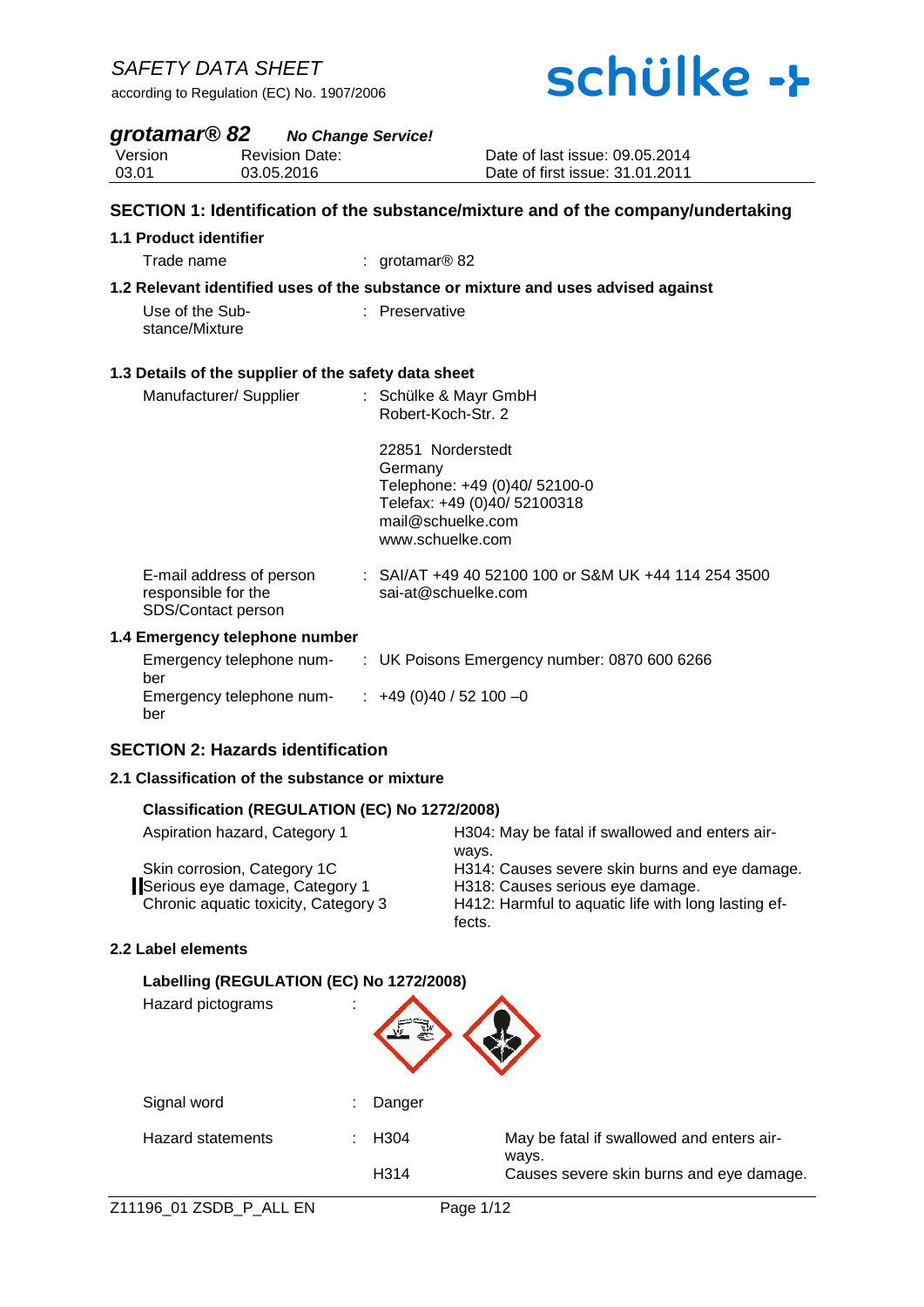# SAFETY DATA SHEET

according to Regulation (EC) No. 1907/2006

schülke

## *grotamar® 82* *No Change Service!*

| Version | Revision Date: | Date of last issue: 09.05.2014 |
|---|---|---|
| 03.01 | 03.05.2016 | Date of first issue: 31.01.2011 |

## SECTION 1: Identification of the substance/mixture and of the company/undertaking

### 1.1 Product identifier

Trade name : grotamar® 82

### 1.2 Relevant identified uses of the substance or mixture and uses advised against

Use of the Substance/Mixture : Preservative

### 1.3 Details of the supplier of the safety data sheet

Manufacturer/ Supplier : Schülke & Mayr GmbH
Robert-Koch-Str. 2

22851 Norderstedt
Germany
Telephone: +49 (0)40/ 52100-0
Telefax: +49 (0)40/ 52100318
mail@schuelke.com
www.schuelke.com

E-mail address of person responsible for the SDS/Contact person : SAI/AT +49 40 52100 100 or S&M UK +44 114 254 3500
sai-at@schuelke.com

### 1.4 Emergency telephone number

Emergency telephone number : UK Poisons Emergency number: 0870 600 6266

Emergency telephone number : +49 (0)40 / 52 100 –0

## SECTION 2: Hazards identification

### 2.1 Classification of the substance or mixture

**Classification (REGULATION (EC) No 1272/2008)**

| | |
|---|---|
| Aspiration hazard, Category 1 | H304: May be fatal if swallowed and enters airways. |
| Skin corrosion, Category 1C | H314: Causes severe skin burns and eye damage. |
| Serious eye damage, Category 1 | H318: Causes serious eye damage. |
| Chronic aquatic toxicity, Category 3 | H412: Harmful to aquatic life with long lasting effects. |

### 2.2 Label elements

**Labelling (REGULATION (EC) No 1272/2008)**

Hazard pictograms :

Signal word : Danger

| | | |
|---|---|---|
| Hazard statements : | H304 | May be fatal if swallowed and enters airways. |
| | H314 | Causes severe skin burns and eye damage. |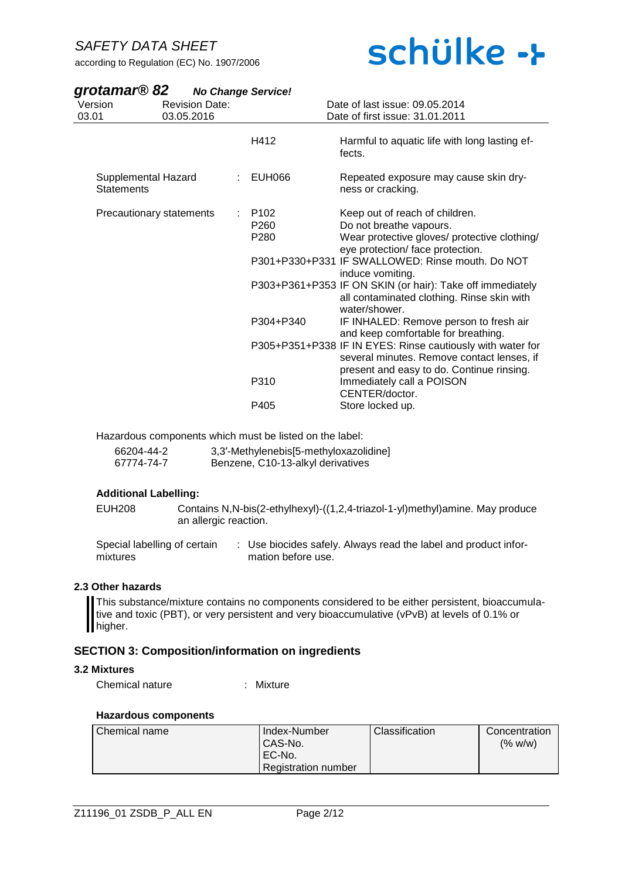| | | |
|---|---|---|
| | H412 | Harmful to aquatic life with long lasting effects. |
| Supplemental Hazard Statements | : EUH066 | Repeated exposure may cause skin dryness or cracking. |
| Precautionary statements | : P102 | Keep out of reach of children. |
| | P260 | Do not breathe vapours. |
| | P280 | Wear protective gloves/ protective clothing/ eye protection/ face protection. |
| | P301+P330+P331 | IF SWALLOWED: Rinse mouth. Do NOT induce vomiting. |
| | P303+P361+P353 | IF ON SKIN (or hair): Take off immediately all contaminated clothing. Rinse skin with water/shower. |
| | P304+P340 | IF INHALED: Remove person to fresh air and keep comfortable for breathing. |
| | P305+P351+P338 | IF IN EYES: Rinse cautiously with water for several minutes. Remove contact lenses, if present and easy to do. Continue rinsing. |
| | P310 | Immediately call a POISON CENTER/doctor. |
| | P405 | Store locked up. |

Hazardous components which must be listed on the label:

| | |
|---|---|
| 66204-44-2 | 3,3′-Methylenebis[5-methyloxazolidine] |
| 67774-74-7 | Benzene, C10-13-alkyl derivatives |

**Additional Labelling:**

EUH208 Contains N,N-bis(2-ethylhexyl)-((1,2,4-triazol-1-yl)methyl)amine. May produce an allergic reaction.

Special labelling of certain mixtures : Use biocides safely. Always read the label and product information before use.

### 2.3 Other hazards

This substance/mixture contains no components considered to be either persistent, bioaccumulative and toxic (PBT), or very persistent and very bioaccumulative (vPvB) at levels of 0.1% or higher.

## SECTION 3: Composition/information on ingredients

### 3.2 Mixtures

Chemical nature : Mixture

**Hazardous components**

| Chemical name | Index-Number<br>CAS-No.<br>EC-No.<br>Registration number | Classification | Concentration (% w/w) |
|---|---|---|---|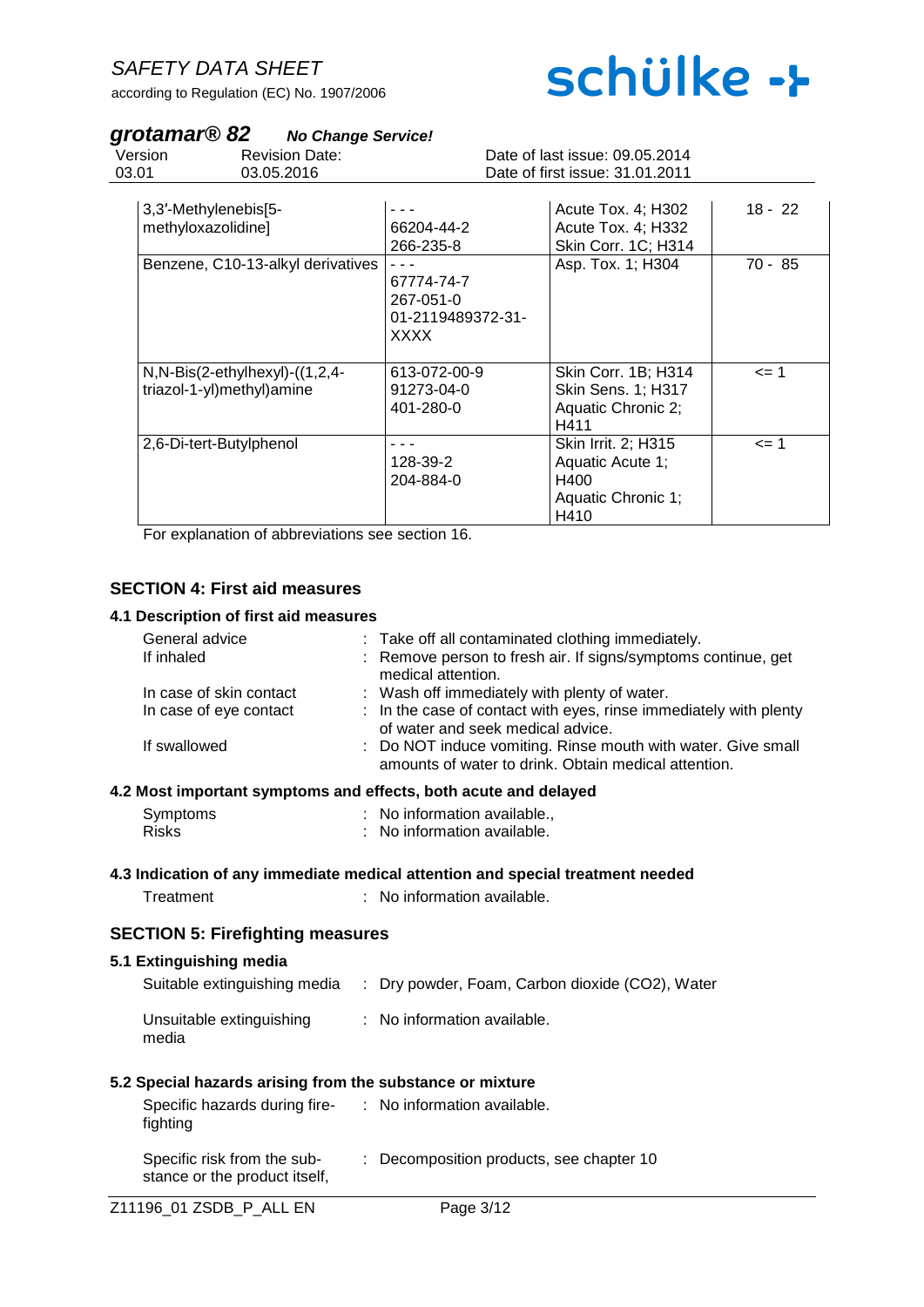| | | | |
|---|---|---|---|
| 3,3'-Methylenebis[5-methyloxazolidine] | - - -<br>66204-44-2<br>266-235-8 | Acute Tox. 4; H302<br>Acute Tox. 4; H332<br>Skin Corr. 1C; H314 | 18 - 22 |
| Benzene, C10-13-alkyl derivatives | - - -<br>67774-74-7<br>267-051-0<br>01-2119489372-31-XXXX | Asp. Tox. 1; H304 | 70 - 85 |
| N,N-Bis(2-ethylhexyl)-((1,2,4-triazol-1-yl)methyl)amine | 613-072-00-9<br>91273-04-0<br>401-280-0 | Skin Corr. 1B; H314<br>Skin Sens. 1; H317<br>Aquatic Chronic 2; H411 | <= 1 |
| 2,6-Di-tert-Butylphenol | - - -<br>128-39-2<br>204-884-0 | Skin Irrit. 2; H315<br>Aquatic Acute 1; H400<br>Aquatic Chronic 1; H410 | <= 1 |

For explanation of abbreviations see section 16.

## SECTION 4: First aid measures

### 4.1 Description of first aid measures

| | |
|---|---|
| General advice | : Take off all contaminated clothing immediately. |
| If inhaled | : Remove person to fresh air. If signs/symptoms continue, get medical attention. |
| In case of skin contact | : Wash off immediately with plenty of water. |
| In case of eye contact | : In the case of contact with eyes, rinse immediately with plenty of water and seek medical advice. |
| If swallowed | : Do NOT induce vomiting. Rinse mouth with water. Give small amounts of water to drink. Obtain medical attention. |

### 4.2 Most important symptoms and effects, both acute and delayed

| | |
|---|---|
| Symptoms | : No information available., |
| Risks | : No information available. |

### 4.3 Indication of any immediate medical attention and special treatment needed

| | |
|---|---|
| Treatment | : No information available. |

## SECTION 5: Firefighting measures

### 5.1 Extinguishing media

| | |
|---|---|
| Suitable extinguishing media | : Dry powder, Foam, Carbon dioxide ($CO_2$), Water |
| Unsuitable extinguishing media | : No information available. |

### 5.2 Special hazards arising from the substance or mixture

| | |
|---|---|
| Specific hazards during fire-fighting | : No information available. |
| Specific risk from the substance or the product itself, | : Decomposition products, see chapter 10 |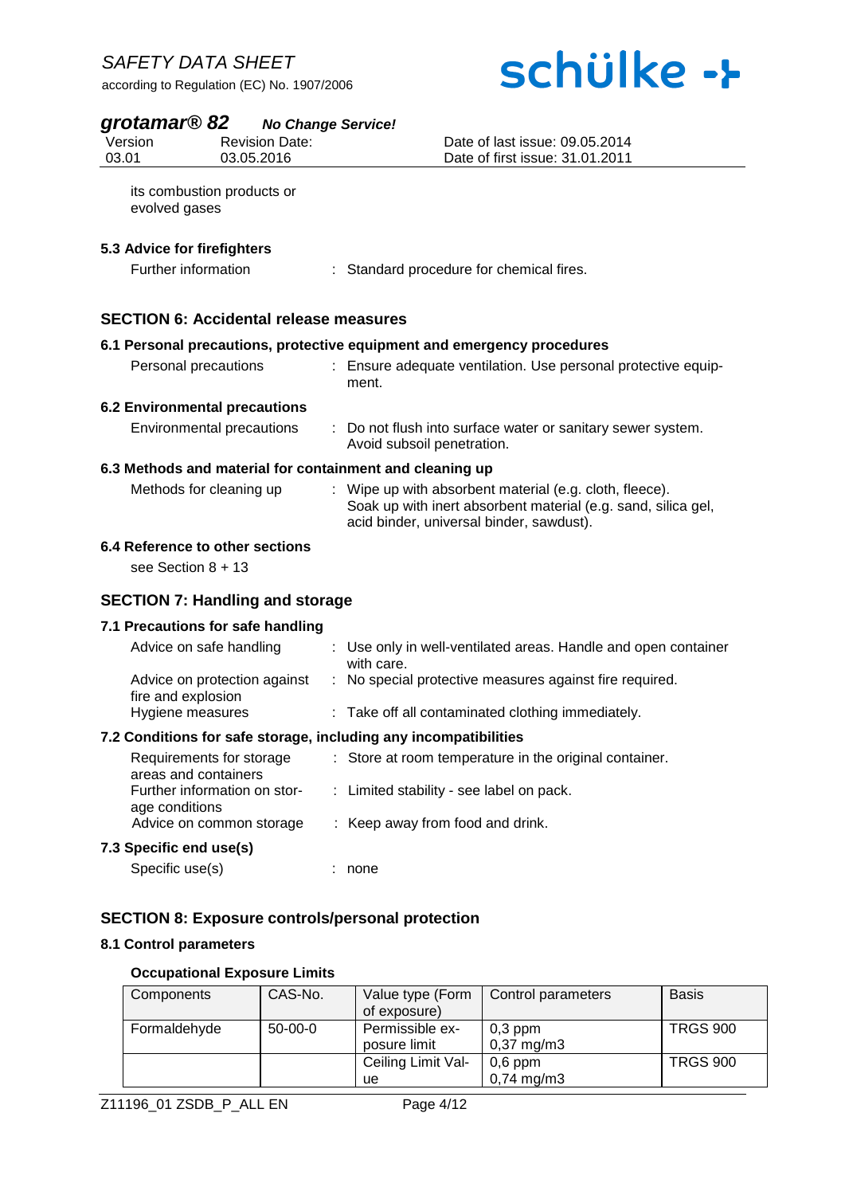its combustion products or evolved gases

### 5.3 Advice for firefighters

Further information : Standard procedure for chemical fires.

## SECTION 6: Accidental release measures

### 6.1 Personal precautions, protective equipment and emergency procedures

Personal precautions : Ensure adequate ventilation. Use personal protective equipment.

### 6.2 Environmental precautions

Environmental precautions : Do not flush into surface water or sanitary sewer system. Avoid subsoil penetration.

### 6.3 Methods and material for containment and cleaning up

Methods for cleaning up : Wipe up with absorbent material (e.g. cloth, fleece). Soak up with inert absorbent material (e.g. sand, silica gel, acid binder, universal binder, sawdust).

### 6.4 Reference to other sections

see Section 8 + 13

## SECTION 7: Handling and storage

### 7.1 Precautions for safe handling

Advice on safe handling : Use only in well-ventilated areas. Handle and open container with care.

Advice on protection against fire and explosion : No special protective measures against fire required.

Hygiene measures : Take off all contaminated clothing immediately.

### 7.2 Conditions for safe storage, including any incompatibilities

Requirements for storage areas and containers : Store at room temperature in the original container.

Further information on storage conditions : Limited stability - see label on pack.

Advice on common storage : Keep away from food and drink.

### 7.3 Specific end use(s)

Specific use(s) : none

## SECTION 8: Exposure controls/personal protection

### 8.1 Control parameters

**Occupational Exposure Limits**

| Components | CAS-No. | Value type (Form of exposure) | Control parameters | Basis |
|---|---|---|---|---|
| Formaldehyde | 50-00-0 | Permissible exposure limit | 0,3 ppm<br>0,37 mg/m3 | TRGS 900 |
| | | Ceiling Limit Value | 0,6 ppm<br>0,74 mg/m3 | TRGS 900 |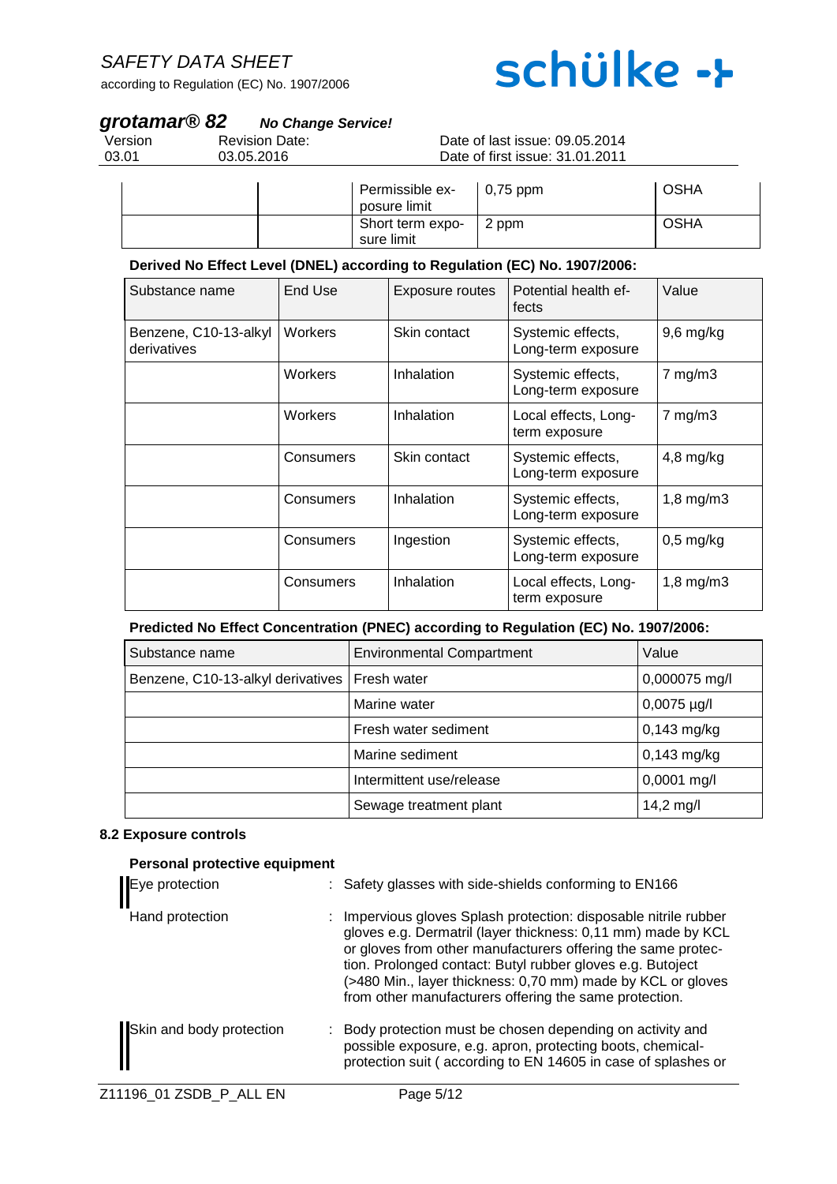|  |  | Permissible exposure limit | 0,75 ppm | OSHA |
|---|---|---|---|---|
|  |  | Short term exposure limit | 2 ppm | OSHA |

**Derived No Effect Level (DNEL) according to Regulation (EC) No. 1907/2006:**

| Substance name | End Use | Exposure routes | Potential health effects | Value |
|---|---|---|---|---|
| Benzene, C10-13-alkyl derivatives | Workers | Skin contact | Systemic effects, Long-term exposure | 9,6 mg/kg |
|  | Workers | Inhalation | Systemic effects, Long-term exposure | 7 mg/m3 |
|  | Workers | Inhalation | Local effects, Long-term exposure | 7 mg/m3 |
|  | Consumers | Skin contact | Systemic effects, Long-term exposure | 4,8 mg/kg |
|  | Consumers | Inhalation | Systemic effects, Long-term exposure | 1,8 mg/m3 |
|  | Consumers | Ingestion | Systemic effects, Long-term exposure | 0,5 mg/kg |
|  | Consumers | Inhalation | Local effects, Long-term exposure | 1,8 mg/m3 |

**Predicted No Effect Concentration (PNEC) according to Regulation (EC) No. 1907/2006:**

| Substance name | Environmental Compartment | Value |
|---|---|---|
| Benzene, C10-13-alkyl derivatives | Fresh water | 0,000075 mg/l |
|  | Marine water | 0,0075 µg/l |
|  | Fresh water sediment | 0,143 mg/kg |
|  | Marine sediment | 0,143 mg/kg |
|  | Intermittent use/release | 0,0001 mg/l |
|  | Sewage treatment plant | 14,2 mg/l |

### 8.2 Exposure controls

**Personal protective equipment**

Eye protection : Safety glasses with side-shields conforming to EN166

Hand protection : Impervious gloves Splash protection: disposable nitrile rubber gloves e.g. Dermatril (layer thickness: 0,11 mm) made by KCL or gloves from other manufacturers offering the same protection. Prolonged contact: Butyl rubber gloves e.g. Butoject (>480 Min., layer thickness: 0,70 mm) made by KCL or gloves from other manufacturers offering the same protection.

Skin and body protection : Body protection must be chosen depending on activity and possible exposure, e.g. apron, protecting boots, chemical-protection suit ( according to EN 14605 in case of splashes or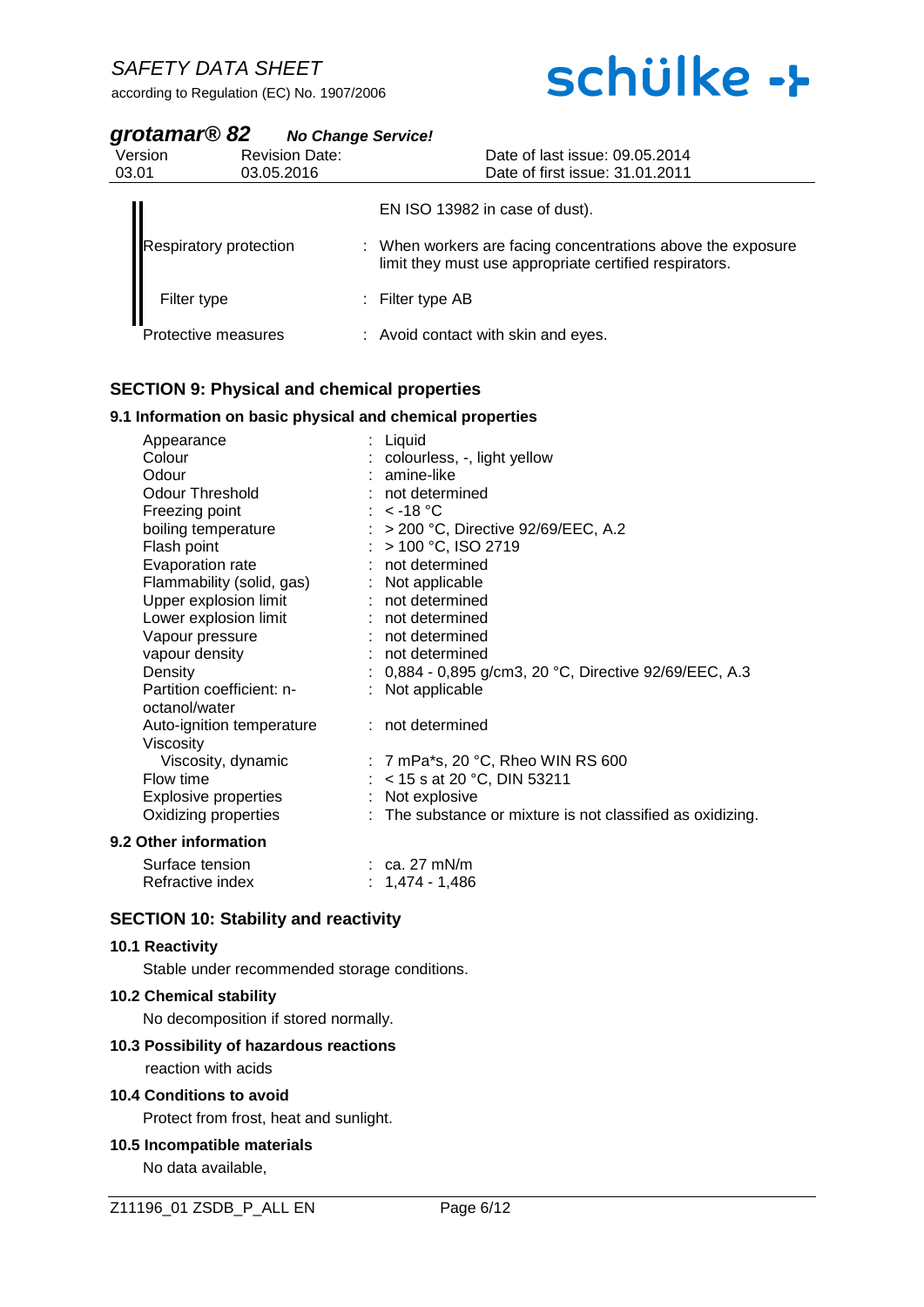| | |
|---|---|
| | EN ISO 13982 in case of dust). |
| Respiratory protection | : When workers are facing concentrations above the exposure limit they must use appropriate certified respirators. |
| Filter type | : Filter type AB |
| Protective measures | : Avoid contact with skin and eyes. |

## SECTION 9: Physical and chemical properties

### 9.1 Information on basic physical and chemical properties

| | |
|---|---|
| Appearance | : Liquid |
| Colour | : colourless, -, light yellow |
| Odour | : amine-like |
| Odour Threshold | : not determined |
| Freezing point | : < -18 °C |
| boiling temperature | : > 200 °C, Directive 92/69/EEC, A.2 |
| Flash point | : > 100 °C, ISO 2719 |
| Evaporation rate | : not determined |
| Flammability (solid, gas) | : Not applicable |
| Upper explosion limit | : not determined |
| Lower explosion limit | : not determined |
| Vapour pressure | : not determined |
| vapour density | : not determined |
| Density | : 0,884 - 0,895 g/cm3, 20 °C, Directive 92/69/EEC, A.3 |
| Partition coefficient: n-octanol/water | : Not applicable |
| Auto-ignition temperature | : not determined |
| Viscosity | |
| Viscosity, dynamic | : 7 mPa*s, 20 °C, Rheo WIN RS 600 |
| Flow time | : < 15 s at 20 °C, DIN 53211 |
| Explosive properties | : Not explosive |
| Oxidizing properties | : The substance or mixture is not classified as oxidizing. |

### 9.2 Other information

| | |
|---|---|
| Surface tension | : ca. 27 mN/m |
| Refractive index | : 1,474 - 1,486 |

## SECTION 10: Stability and reactivity

### 10.1 Reactivity

Stable under recommended storage conditions.

### 10.2 Chemical stability

No decomposition if stored normally.

### 10.3 Possibility of hazardous reactions

reaction with acids

### 10.4 Conditions to avoid

Protect from frost, heat and sunlight.

### 10.5 Incompatible materials

No data available,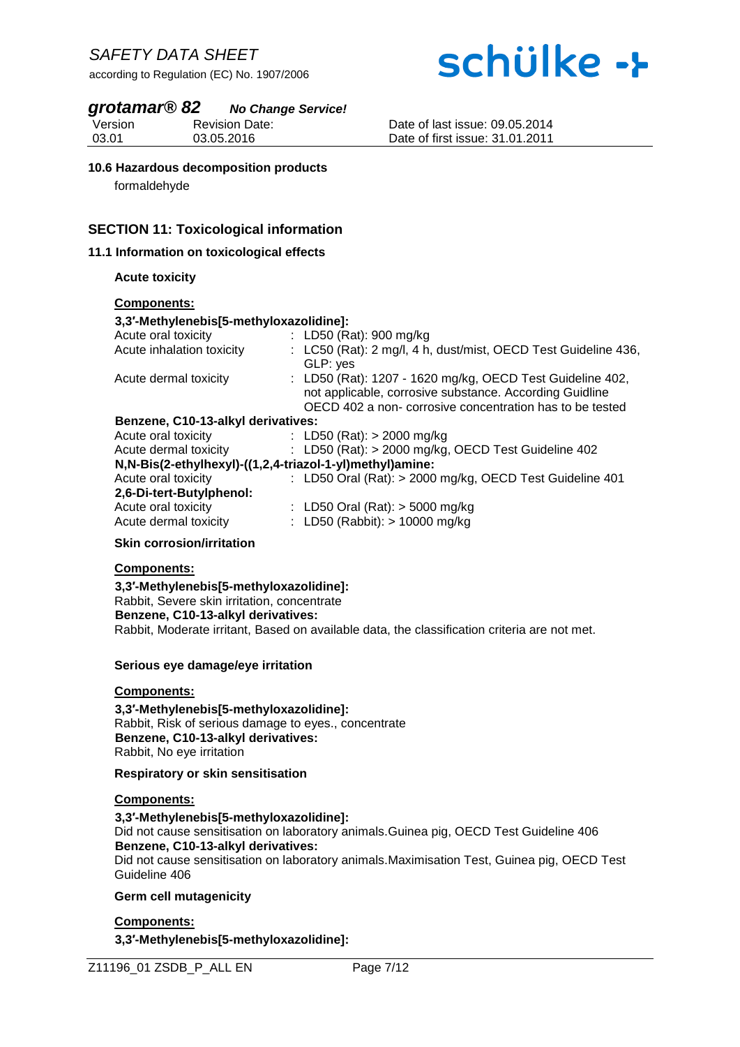#### 10.6 Hazardous decomposition products

formaldehyde

## SECTION 11: Toxicological information

### 11.1 Information on toxicological effects

**Acute toxicity**

**Components:**

**3,3′-Methylenebis[5-methyloxazolidine]:**

| | |
|---|---|
| Acute oral toxicity | : LD50 (Rat): 900 mg/kg |
| Acute inhalation toxicity | : LC50 (Rat): 2 mg/l, 4 h, dust/mist, OECD Test Guideline 436, GLP: yes |
| Acute dermal toxicity | : LD50 (Rat): 1207 - 1620 mg/kg, OECD Test Guideline 402, not applicable, corrosive substance. According Guidline OECD 402 a non- corrosive concentration has to be tested |

**Benzene, C10-13-alkyl derivatives:**

| | |
|---|---|
| Acute oral toxicity | : LD50 (Rat): > 2000 mg/kg |
| Acute dermal toxicity | : LD50 (Rat): > 2000 mg/kg, OECD Test Guideline 402 |

**N,N-Bis(2-ethylhexyl)-((1,2,4-triazol-1-yl)methyl)amine:**

| | |
|---|---|
| Acute oral toxicity | : LD50 Oral (Rat): > 2000 mg/kg, OECD Test Guideline 401 |

**2,6-Di-tert-Butylphenol:**

| | |
|---|---|
| Acute oral toxicity | : LD50 Oral (Rat): > 5000 mg/kg |
| Acute dermal toxicity | : LD50 (Rabbit): > 10000 mg/kg |

**Skin corrosion/irritation**

**Components:**

**3,3′-Methylenebis[5-methyloxazolidine]:**
Rabbit, Severe skin irritation, concentrate
**Benzene, C10-13-alkyl derivatives:**
Rabbit, Moderate irritant, Based on available data, the classification criteria are not met.

**Serious eye damage/eye irritation**

**Components:**

**3,3′-Methylenebis[5-methyloxazolidine]:**
Rabbit, Risk of serious damage to eyes., concentrate
**Benzene, C10-13-alkyl derivatives:**
Rabbit, No eye irritation

**Respiratory or skin sensitisation**

**Components:**

**3,3′-Methylenebis[5-methyloxazolidine]:**
Did not cause sensitisation on laboratory animals.Guinea pig, OECD Test Guideline 406
**Benzene, C10-13-alkyl derivatives:**
Did not cause sensitisation on laboratory animals.Maximisation Test, Guinea pig, OECD Test Guideline 406

**Germ cell mutagenicity**

**Components:**

**3,3′-Methylenebis[5-methyloxazolidine]:**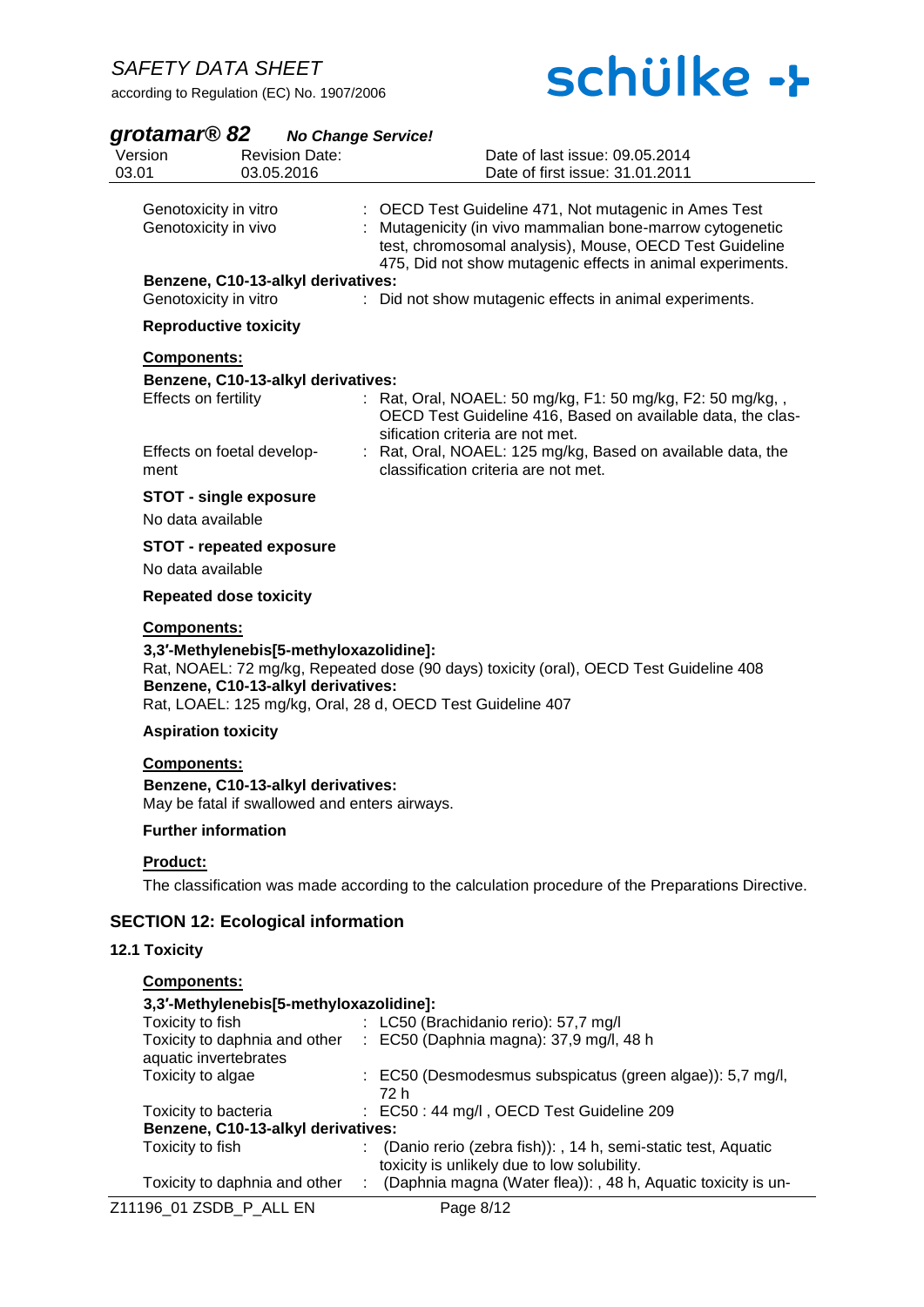| | |
|---|---|
| Genotoxicity in vitro | : OECD Test Guideline 471, Not mutagenic in Ames Test |
| Genotoxicity in vivo | : Mutagenicity (in vivo mammalian bone-marrow cytogenetic test, chromosomal analysis), Mouse, OECD Test Guideline 475, Did not show mutagenic effects in animal experiments. |

**Benzene, C10-13-alkyl derivatives:**

| | |
|---|---|
| Genotoxicity in vitro | : Did not show mutagenic effects in animal experiments. |

**Reproductive toxicity**

**Components:**

**Benzene, C10-13-alkyl derivatives:**

| | |
|---|---|
| Effects on fertility | : Rat, Oral, NOAEL: 50 mg/kg, F1: 50 mg/kg, F2: 50 mg/kg, , OECD Test Guideline 416, Based on available data, the classification criteria are not met. |
| Effects on foetal development | : Rat, Oral, NOAEL: 125 mg/kg, Based on available data, the classification criteria are not met. |

**STOT - single exposure**

No data available

**STOT - repeated exposure**

No data available

**Repeated dose toxicity**

**Components:**

**3,3′-Methylenebis[5-methyloxazolidine]:**
Rat, NOAEL: 72 mg/kg, Repeated dose (90 days) toxicity (oral), OECD Test Guideline 408
**Benzene, C10-13-alkyl derivatives:**
Rat, LOAEL: 125 mg/kg, Oral, 28 d, OECD Test Guideline 407

**Aspiration toxicity**

**Components:**

**Benzene, C10-13-alkyl derivatives:**
May be fatal if swallowed and enters airways.

**Further information**

**Product:**

The classification was made according to the calculation procedure of the Preparations Directive.

## SECTION 12: Ecological information

### 12.1 Toxicity

**Components:**

**3,3′-Methylenebis[5-methyloxazolidine]:**

| | |
|---|---|
| Toxicity to fish | : LC50 (Brachidanio rerio): 57,7 mg/l |
| Toxicity to daphnia and other aquatic invertebrates | : EC50 (Daphnia magna): 37,9 mg/l, 48 h |
| Toxicity to algae | : EC50 (Desmodesmus subspicatus (green algae)): 5,7 mg/l, 72 h |
| Toxicity to bacteria | : EC50 : 44 mg/l , OECD Test Guideline 209 |

**Benzene, C10-13-alkyl derivatives:**

| | |
|---|---|
| Toxicity to fish | : (Danio rerio (zebra fish)): , 14 h, semi-static test, Aquatic toxicity is unlikely due to low solubility. |
| Toxicity to daphnia and other | : (Daphnia magna (Water flea)): , 48 h, Aquatic toxicity is un- |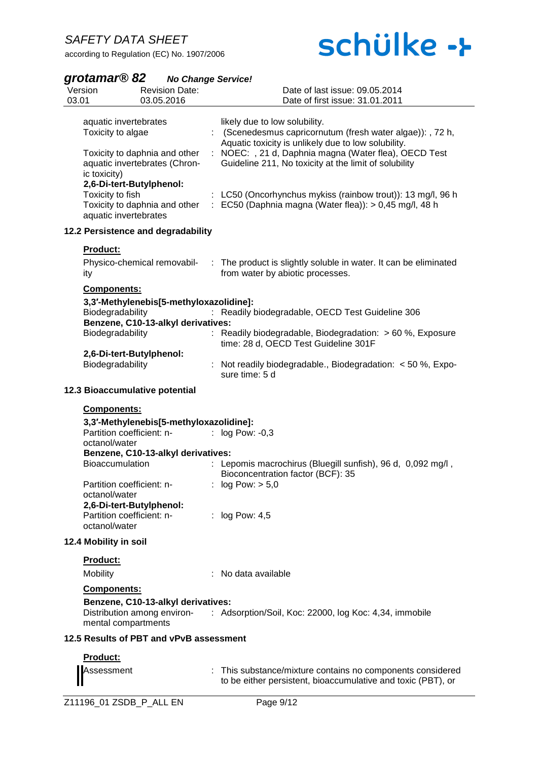| | |
|---|---|
| aquatic invertebrates | likely due to low solubility. |
| Toxicity to algae | : (Scenedesmus capricornutum (fresh water algae)): , 72 h, Aquatic toxicity is unlikely due to low solubility. |
| Toxicity to daphnia and other aquatic invertebrates (Chronic toxicity) | : NOEC: , 21 d, Daphnia magna (Water flea), OECD Test Guideline 211, No toxicity at the limit of solubility |

**2,6-Di-tert-Butylphenol:**

| | |
|---|---|
| Toxicity to fish | : LC50 (Oncorhynchus mykiss (rainbow trout)): 13 mg/l, 96 h |
| Toxicity to daphnia and other aquatic invertebrates | : EC50 (Daphnia magna (Water flea)): > 0,45 mg/l, 48 h |

### 12.2 Persistence and degradability

**Product:**

| | |
|---|---|
| Physico-chemical removability | : The product is slightly soluble in water. It can be eliminated from water by abiotic processes. |

**Components:**

**3,3′-Methylenebis[5-methyloxazolidine]:**

| | |
|---|---|
| Biodegradability | : Readily biodegradable, OECD Test Guideline 306 |

**Benzene, C10-13-alkyl derivatives:**

| | |
|---|---|
| Biodegradability | : Readily biodegradable, Biodegradation: > 60 %, Exposure time: 28 d, OECD Test Guideline 301F |

**2,6-Di-tert-Butylphenol:**

| | |
|---|---|
| Biodegradability | : Not readily biodegradable., Biodegradation: < 50 %, Exposure time: 5 d |

### 12.3 Bioaccumulative potential

**Components:**

**3,3′-Methylenebis[5-methyloxazolidine]:**

| | |
|---|---|
| Partition coefficient: n-octanol/water | : log Pow: -0,3 |

**Benzene, C10-13-alkyl derivatives:**

| | |
|---|---|
| Bioaccumulation | : Lepomis macrochirus (Bluegill sunfish), 96 d, 0,092 mg/l , Bioconcentration factor (BCF): 35 |
| Partition coefficient: n-octanol/water | : log Pow: > 5,0 |

**2,6-Di-tert-Butylphenol:**

| | |
|---|---|
| Partition coefficient: n-octanol/water | : log Pow: 4,5 |

### 12.4 Mobility in soil

**Product:**

| | |
|---|---|
| Mobility | : No data available |

**Components:**

**Benzene, C10-13-alkyl derivatives:**

| | |
|---|---|
| Distribution among environmental compartments | : Adsorption/Soil, Koc: 22000, log Koc: 4,34, immobile |

### 12.5 Results of PBT and vPvB assessment

**Product:**

| | |
|---|---|
| Assessment | : This substance/mixture contains no components considered to be either persistent, bioaccumulative and toxic (PBT), or |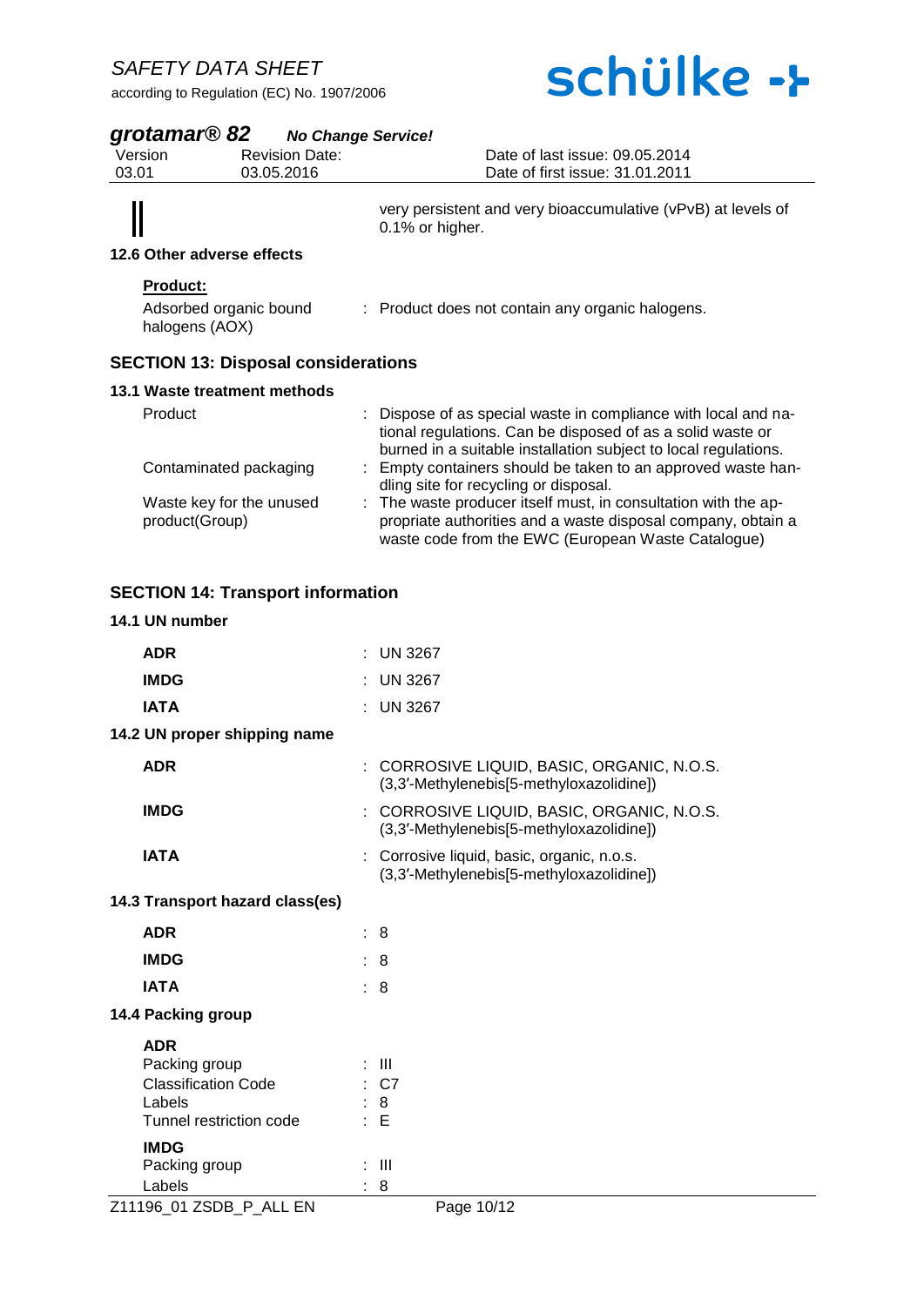very persistent and very bioaccumulative (vPvB) at levels of 0.1% or higher.

### 12.6 Other adverse effects

**Product:**

| | |
|---|---|
| Adsorbed organic bound halogens (AOX) | : Product does not contain any organic halogens. |

## SECTION 13: Disposal considerations

### 13.1 Waste treatment methods

| | |
|---|---|
| Product | : Dispose of as special waste in compliance with local and national regulations. Can be disposed of as a solid waste or burned in a suitable installation subject to local regulations. |
| Contaminated packaging | : Empty containers should be taken to an approved waste handling site for recycling or disposal. |
| Waste key for the unused product(Group) | : The waste producer itself must, in consultation with the appropriate authorities and a waste disposal company, obtain a waste code from the EWC (European Waste Catalogue) |

## SECTION 14: Transport information

### 14.1 UN number

| | |
|---|---|
| **ADR** | : UN 3267 |
| **IMDG** | : UN 3267 |
| **IATA** | : UN 3267 |

### 14.2 UN proper shipping name

| | |
|---|---|
| **ADR** | : CORROSIVE LIQUID, BASIC, ORGANIC, N.O.S. (3,3′-Methylenebis[5-methyloxazolidine]) |
| **IMDG** | : CORROSIVE LIQUID, BASIC, ORGANIC, N.O.S. (3,3′-Methylenebis[5-methyloxazolidine]) |
| **IATA** | : Corrosive liquid, basic, organic, n.o.s. (3,3′-Methylenebis[5-methyloxazolidine]) |

### 14.3 Transport hazard class(es)

| | |
|---|---|
| **ADR** | : 8 |
| **IMDG** | : 8 |
| **IATA** | : 8 |

### 14.4 Packing group

**ADR**

| | |
|---|---|
| Packing group | : III |
| Classification Code | : C7 |
| Labels | : 8 |
| Tunnel restriction code | : E |

**IMDG**

| | |
|---|---|
| Packing group | : III |
| Labels | : 8 |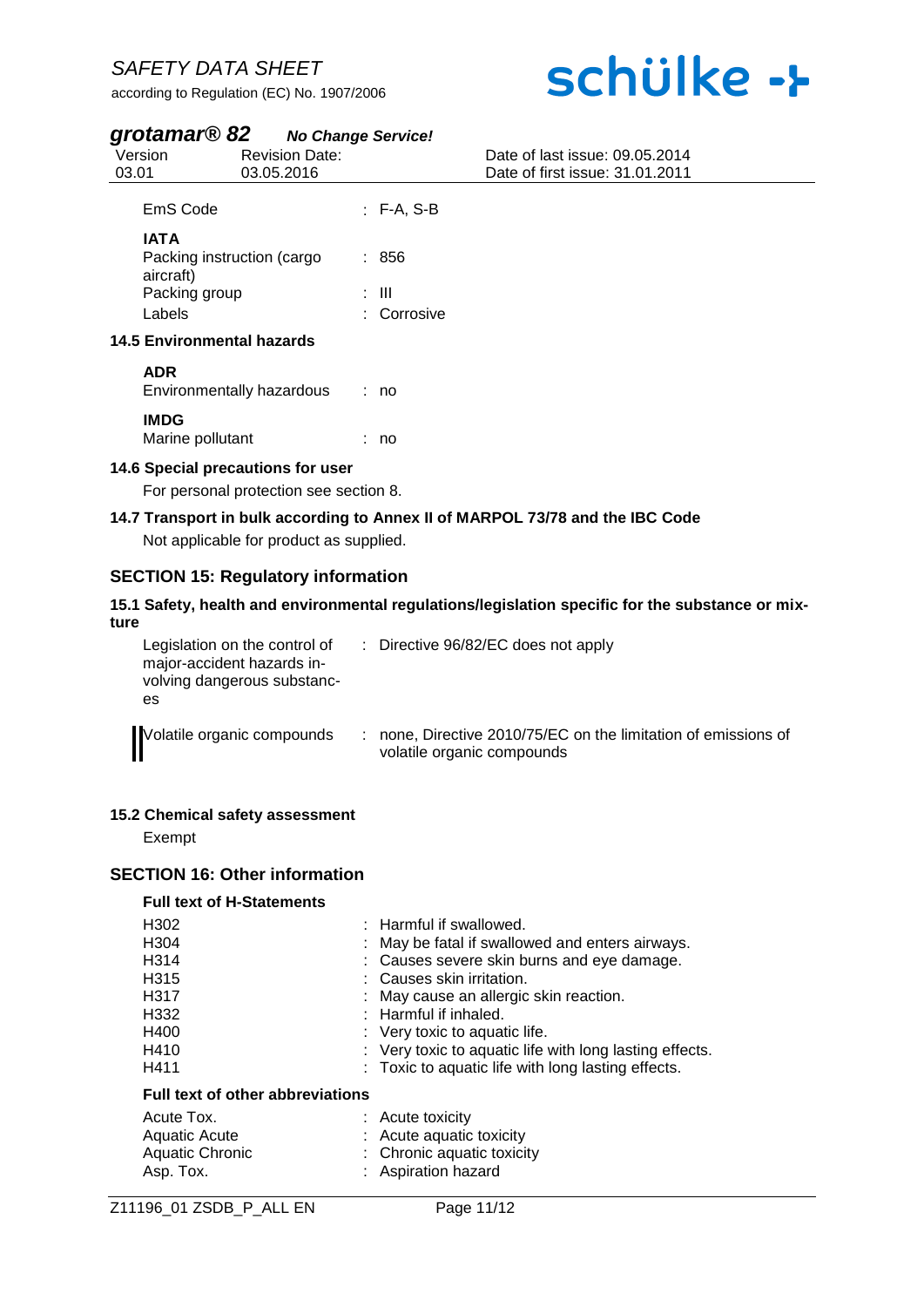| | |
|---|---|
| EmS Code | : F-A, S-B |

**IATA**

| | |
|---|---|
| Packing instruction (cargo aircraft) | : 856 |
| Packing group | : III |
| Labels | : Corrosive |

**14.5 Environmental hazards**

**ADR**

| | |
|---|---|
| Environmentally hazardous | : no |

**IMDG**

| | |
|---|---|
| Marine pollutant | : no |

**14.6 Special precautions for user**

For personal protection see section 8.

**14.7 Transport in bulk according to Annex II of MARPOL 73/78 and the IBC Code**

Not applicable for product as supplied.

## SECTION 15: Regulatory information

**15.1 Safety, health and environmental regulations/legislation specific for the substance or mixture**

| | |
|---|---|
| Legislation on the control of major-accident hazards involving dangerous substances | : Directive 96/82/EC does not apply |
| Volatile organic compounds | : none, Directive 2010/75/EC on the limitation of emissions of volatile organic compounds |

**15.2 Chemical safety assessment**

Exempt

## SECTION 16: Other information

**Full text of H-Statements**

| | |
|---|---|
| H302 | : Harmful if swallowed. |
| H304 | : May be fatal if swallowed and enters airways. |
| H314 | : Causes severe skin burns and eye damage. |
| H315 | : Causes skin irritation. |
| H317 | : May cause an allergic skin reaction. |
| H332 | : Harmful if inhaled. |
| H400 | : Very toxic to aquatic life. |
| H410 | : Very toxic to aquatic life with long lasting effects. |
| H411 | : Toxic to aquatic life with long lasting effects. |

**Full text of other abbreviations**

| | |
|---|---|
| Acute Tox. | : Acute toxicity |
| Aquatic Acute | : Acute aquatic toxicity |
| Aquatic Chronic | : Chronic aquatic toxicity |
| Asp. Tox. | : Aspiration hazard |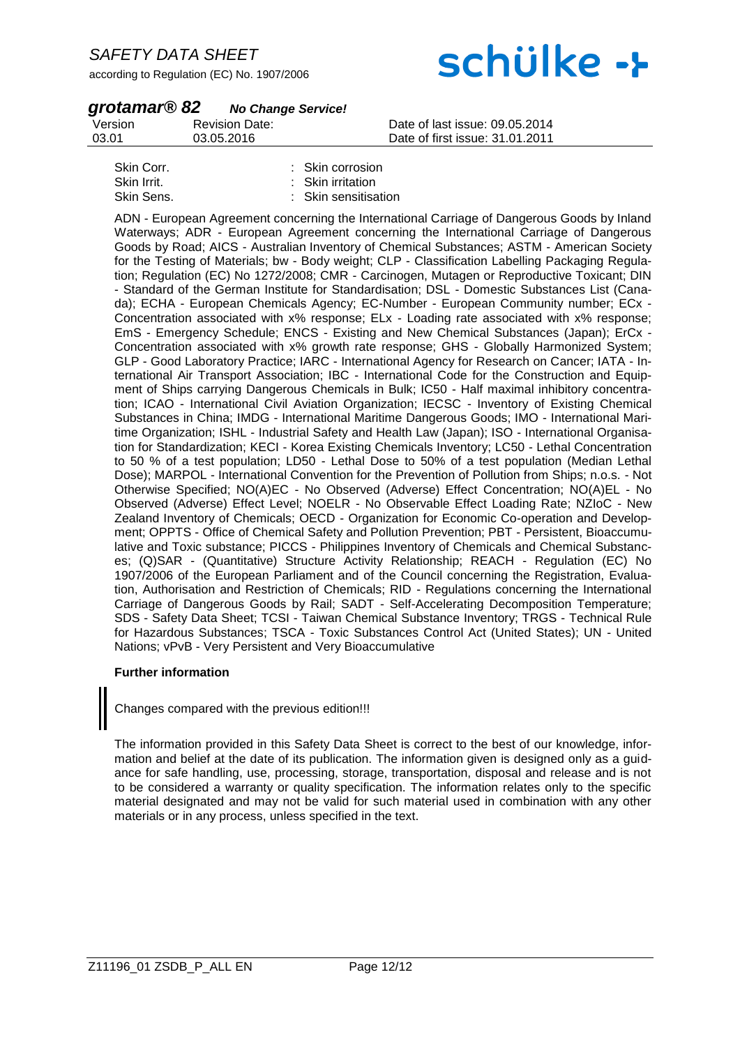| | | |
|---|---|---|
| Skin Corr. | : | Skin corrosion |
| Skin Irrit. | : | Skin irritation |
| Skin Sens. | : | Skin sensitisation |

ADN - European Agreement concerning the International Carriage of Dangerous Goods by Inland Waterways; ADR - European Agreement concerning the International Carriage of Dangerous Goods by Road; AICS - Australian Inventory of Chemical Substances; ASTM - American Society for the Testing of Materials; bw - Body weight; CLP - Classification Labelling Packaging Regulation; Regulation (EC) No 1272/2008; CMR - Carcinogen, Mutagen or Reproductive Toxicant; DIN - Standard of the German Institute for Standardisation; DSL - Domestic Substances List (Canada); ECHA - European Chemicals Agency; EC-Number - European Community number; ECx - Concentration associated with x% response; ELx - Loading rate associated with x% response; EmS - Emergency Schedule; ENCS - Existing and New Chemical Substances (Japan); ErCx - Concentration associated with x% growth rate response; GHS - Globally Harmonized System; GLP - Good Laboratory Practice; IARC - International Agency for Research on Cancer; IATA - International Air Transport Association; IBC - International Code for the Construction and Equipment of Ships carrying Dangerous Chemicals in Bulk; IC50 - Half maximal inhibitory concentration; ICAO - International Civil Aviation Organization; IECSC - Inventory of Existing Chemical Substances in China; IMDG - International Maritime Dangerous Goods; IMO - International Maritime Organization; ISHL - Industrial Safety and Health Law (Japan); ISO - International Organisation for Standardization; KECI - Korea Existing Chemicals Inventory; LC50 - Lethal Concentration to 50 % of a test population; LD50 - Lethal Dose to 50% of a test population (Median Lethal Dose); MARPOL - International Convention for the Prevention of Pollution from Ships; n.o.s. - Not Otherwise Specified; NO(A)EC - No Observed (Adverse) Effect Concentration; NO(A)EL - No Observed (Adverse) Effect Level; NOELR - No Observable Effect Loading Rate; NZIoC - New Zealand Inventory of Chemicals; OECD - Organization for Economic Co-operation and Development; OPPTS - Office of Chemical Safety and Pollution Prevention; PBT - Persistent, Bioaccumulative and Toxic substance; PICCS - Philippines Inventory of Chemicals and Chemical Substances; (Q)SAR - (Quantitative) Structure Activity Relationship; REACH - Regulation (EC) No 1907/2006 of the European Parliament and of the Council concerning the Registration, Evaluation, Authorisation and Restriction of Chemicals; RID - Regulations concerning the International Carriage of Dangerous Goods by Rail; SADT - Self-Accelerating Decomposition Temperature; SDS - Safety Data Sheet; TCSI - Taiwan Chemical Substance Inventory; TRGS - Technical Rule for Hazardous Substances; TSCA - Toxic Substances Control Act (United States); UN - United Nations; vPvB - Very Persistent and Very Bioaccumulative

**Further information**

Changes compared with the previous edition!!!

The information provided in this Safety Data Sheet is correct to the best of our knowledge, information and belief at the date of its publication. The information given is designed only as a guidance for safe handling, use, processing, storage, transportation, disposal and release and is not to be considered a warranty or quality specification. The information relates only to the specific material designated and may not be valid for such material used in combination with any other materials or in any process, unless specified in the text.